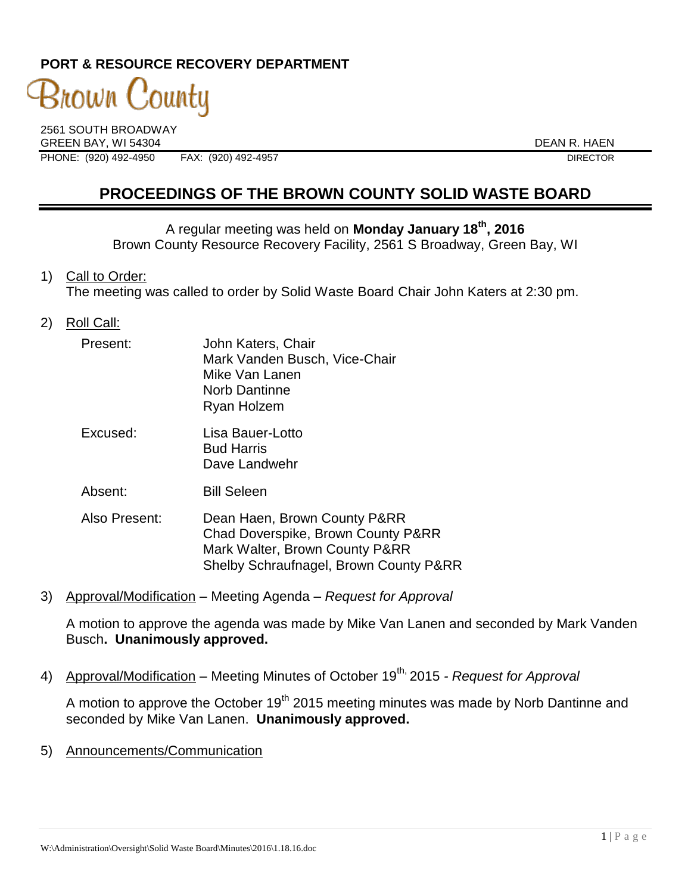**PORT & RESOURCE RECOVERY DEPARTMENT**

Brown County

2561 SOUTH BROADWAY
GREEN BAY, WI 54304
PHONE: (920) 492-4950 FAX: (920) 492-4957

DEAN R. HAEN
DIRECTOR

# PROCEEDINGS OF THE BROWN COUNTY SOLID WASTE BOARD

A regular meeting was held on **Monday January 18th, 2016**
Brown County Resource Recovery Facility, 2561 S Broadway, Green Bay, WI

1) Call to Order:
The meeting was called to order by Solid Waste Board Chair John Katers at 2:30 pm.

2) Roll Call:

| | |
|---|---|
| Present: | John Katers, Chair<br>Mark Vanden Busch, Vice-Chair<br>Mike Van Lanen<br>Norb Dantinne<br>Ryan Holzem |
| Excused: | Lisa Bauer-Lotto<br>Bud Harris<br>Dave Landwehr |
| Absent: | Bill Seleen |
| Also Present: | Dean Haen, Brown County P&RR<br>Chad Doverspike, Brown County P&RR<br>Mark Walter, Brown County P&RR<br>Shelby Schraufnagel, Brown County P&RR |

3) Approval/Modification – Meeting Agenda – *Request for Approval*

A motion to approve the agenda was made by Mike Van Lanen and seconded by Mark Vanden Busch**. Unanimously approved.**

4) Approval/Modification – Meeting Minutes of October 19th, 2015 - *Request for Approval*

A motion to approve the October 19th 2015 meeting minutes was made by Norb Dantinne and seconded by Mike Van Lanen. **Unanimously approved.**

5) Announcements/Communication

W:\Administration\Oversight\Solid Waste Board\Minutes\2016\1.18.16.doc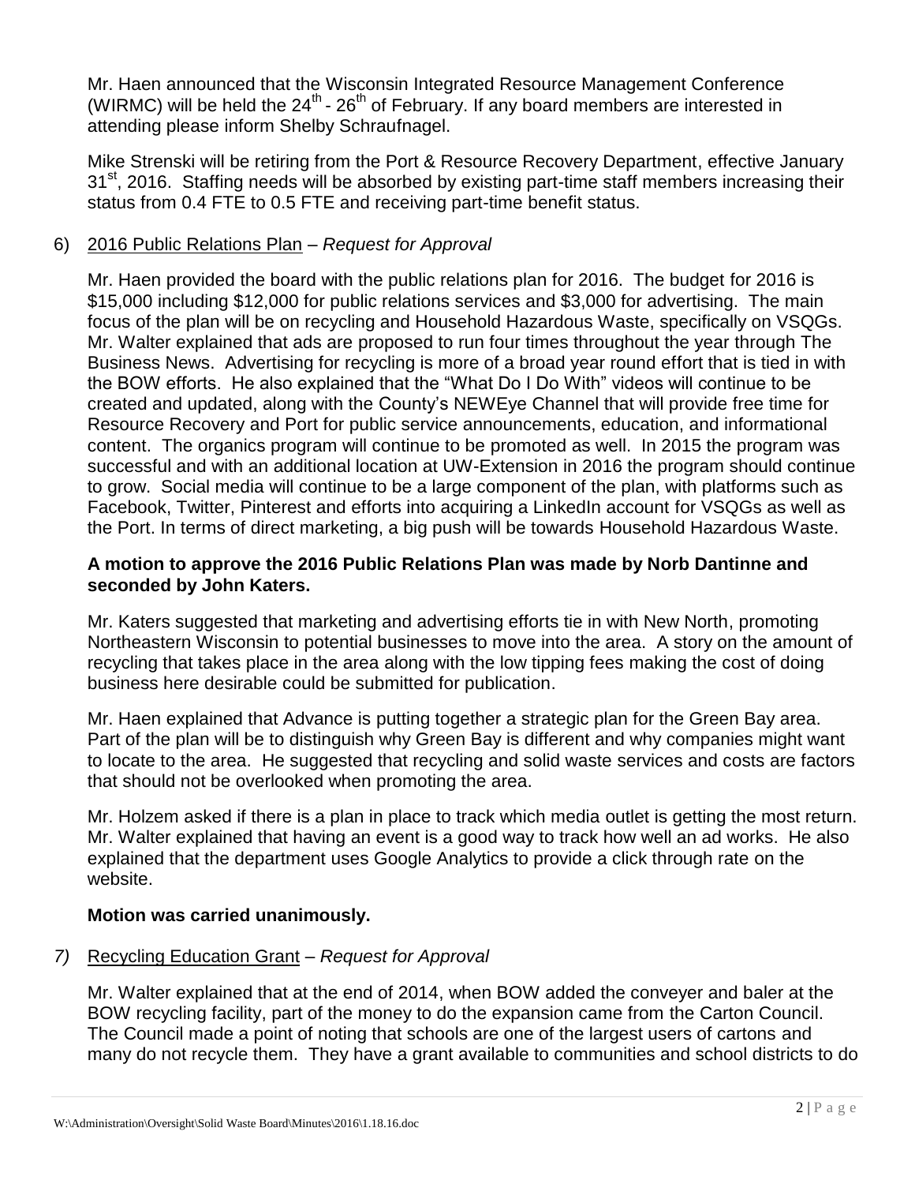Mr. Haen announced that the Wisconsin Integrated Resource Management Conference (WIRMC) will be held the 24th - 26th of February. If any board members are interested in attending please inform Shelby Schraufnagel.

Mike Strenski will be retiring from the Port & Resource Recovery Department, effective January 31st, 2016. Staffing needs will be absorbed by existing part-time staff members increasing their status from 0.4 FTE to 0.5 FTE and receiving part-time benefit status.

6) 2016 Public Relations Plan – *Request for Approval*

Mr. Haen provided the board with the public relations plan for 2016. The budget for 2016 is $15,000 including $12,000 for public relations services and $3,000 for advertising. The main focus of the plan will be on recycling and Household Hazardous Waste, specifically on VSQGs. Mr. Walter explained that ads are proposed to run four times throughout the year through The Business News. Advertising for recycling is more of a broad year round effort that is tied in with the BOW efforts. He also explained that the "What Do I Do With" videos will continue to be created and updated, along with the County's NEWEye Channel that will provide free time for Resource Recovery and Port for public service announcements, education, and informational content. The organics program will continue to be promoted as well. In 2015 the program was successful and with an additional location at UW-Extension in 2016 the program should continue to grow. Social media will continue to be a large component of the plan, with platforms such as Facebook, Twitter, Pinterest and efforts into acquiring a LinkedIn account for VSQGs as well as the Port. In terms of direct marketing, a big push will be towards Household Hazardous Waste.

**A motion to approve the 2016 Public Relations Plan was made by Norb Dantinne and seconded by John Katers.**

Mr. Katers suggested that marketing and advertising efforts tie in with New North, promoting Northeastern Wisconsin to potential businesses to move into the area. A story on the amount of recycling that takes place in the area along with the low tipping fees making the cost of doing business here desirable could be submitted for publication.

Mr. Haen explained that Advance is putting together a strategic plan for the Green Bay area. Part of the plan will be to distinguish why Green Bay is different and why companies might want to locate to the area. He suggested that recycling and solid waste services and costs are factors that should not be overlooked when promoting the area.

Mr. Holzem asked if there is a plan in place to track which media outlet is getting the most return. Mr. Walter explained that having an event is a good way to track how well an ad works. He also explained that the department uses Google Analytics to provide a click through rate on the website.

**Motion was carried unanimously.**

*7)* Recycling Education Grant – *Request for Approval*

Mr. Walter explained that at the end of 2014, when BOW added the conveyer and baler at the BOW recycling facility, part of the money to do the expansion came from the Carton Council. The Council made a point of noting that schools are one of the largest users of cartons and many do not recycle them. They have a grant available to communities and school districts to do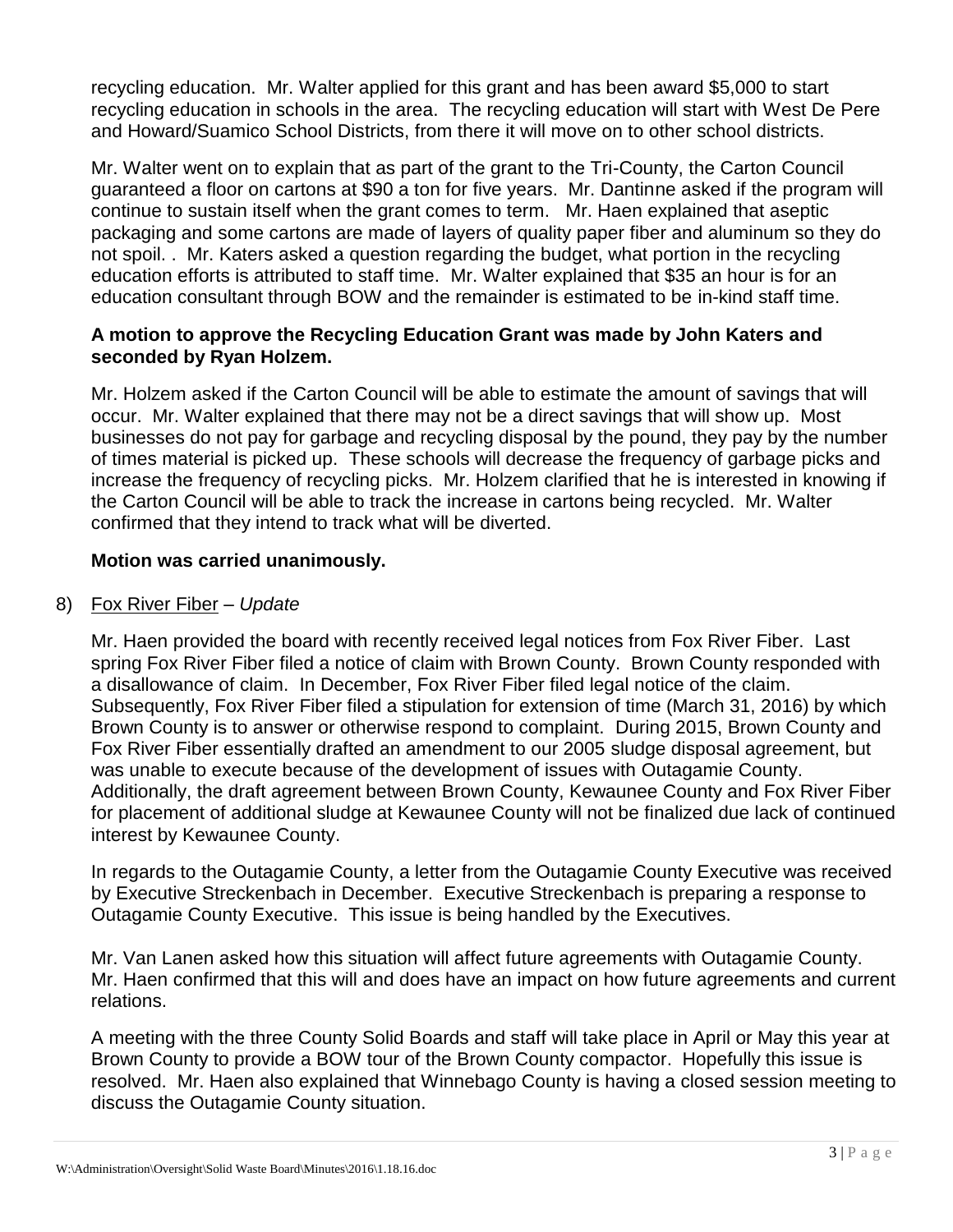recycling education. Mr. Walter applied for this grant and has been award $5,000 to start recycling education in schools in the area. The recycling education will start with West De Pere and Howard/Suamico School Districts, from there it will move on to other school districts.

Mr. Walter went on to explain that as part of the grant to the Tri-County, the Carton Council guaranteed a floor on cartons at $90 a ton for five years. Mr. Dantinne asked if the program will continue to sustain itself when the grant comes to term. Mr. Haen explained that aseptic packaging and some cartons are made of layers of quality paper fiber and aluminum so they do not spoil. . Mr. Katers asked a question regarding the budget, what portion in the recycling education efforts is attributed to staff time. Mr. Walter explained that $35 an hour is for an education consultant through BOW and the remainder is estimated to be in-kind staff time.

**A motion to approve the Recycling Education Grant was made by John Katers and seconded by Ryan Holzem.**

Mr. Holzem asked if the Carton Council will be able to estimate the amount of savings that will occur. Mr. Walter explained that there may not be a direct savings that will show up. Most businesses do not pay for garbage and recycling disposal by the pound, they pay by the number of times material is picked up. These schools will decrease the frequency of garbage picks and increase the frequency of recycling picks. Mr. Holzem clarified that he is interested in knowing if the Carton Council will be able to track the increase in cartons being recycled. Mr. Walter confirmed that they intend to track what will be diverted.

**Motion was carried unanimously.**

8) Fox River Fiber – *Update*

Mr. Haen provided the board with recently received legal notices from Fox River Fiber. Last spring Fox River Fiber filed a notice of claim with Brown County. Brown County responded with a disallowance of claim. In December, Fox River Fiber filed legal notice of the claim. Subsequently, Fox River Fiber filed a stipulation for extension of time (March 31, 2016) by which Brown County is to answer or otherwise respond to complaint. During 2015, Brown County and Fox River Fiber essentially drafted an amendment to our 2005 sludge disposal agreement, but was unable to execute because of the development of issues with Outagamie County. Additionally, the draft agreement between Brown County, Kewaunee County and Fox River Fiber for placement of additional sludge at Kewaunee County will not be finalized due lack of continued interest by Kewaunee County.

In regards to the Outagamie County, a letter from the Outagamie County Executive was received by Executive Streckenbach in December. Executive Streckenbach is preparing a response to Outagamie County Executive. This issue is being handled by the Executives.

Mr. Van Lanen asked how this situation will affect future agreements with Outagamie County. Mr. Haen confirmed that this will and does have an impact on how future agreements and current relations.

A meeting with the three County Solid Boards and staff will take place in April or May this year at Brown County to provide a BOW tour of the Brown County compactor. Hopefully this issue is resolved. Mr. Haen also explained that Winnebago County is having a closed session meeting to discuss the Outagamie County situation.

W:\Administration\Oversight\Solid Waste Board\Minutes\2016\1.18.16.doc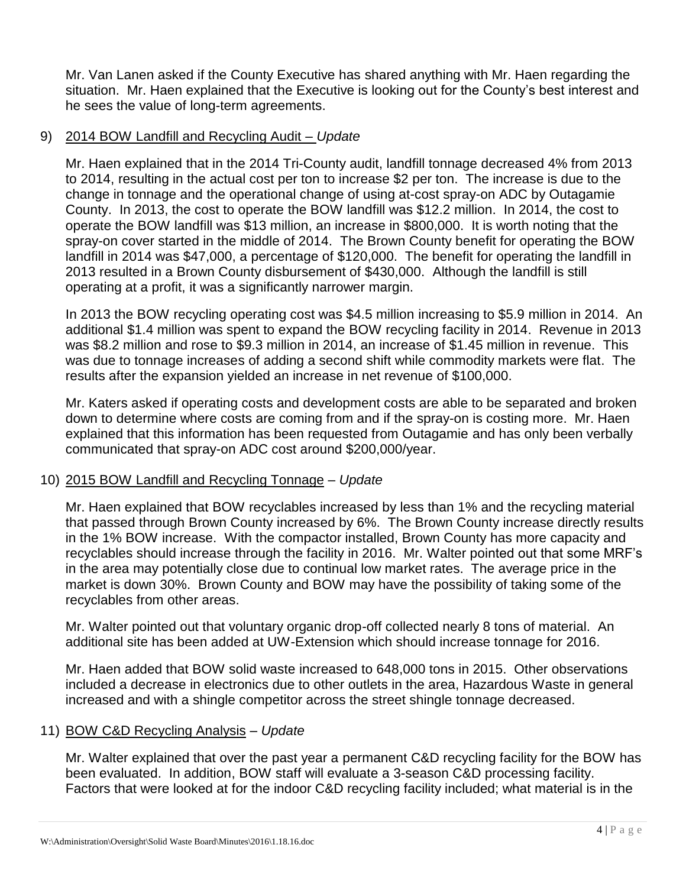Mr. Van Lanen asked if the County Executive has shared anything with Mr. Haen regarding the situation. Mr. Haen explained that the Executive is looking out for the County's best interest and he sees the value of long-term agreements.

9) <u>2014 BOW Landfill and Recycling Audit</u> – *Update*

Mr. Haen explained that in the 2014 Tri-County audit, landfill tonnage decreased 4% from 2013 to 2014, resulting in the actual cost per ton to increase $2 per ton. The increase is due to the change in tonnage and the operational change of using at-cost spray-on ADC by Outagamie County. In 2013, the cost to operate the BOW landfill was $12.2 million. In 2014, the cost to operate the BOW landfill was $13 million, an increase in $800,000. It is worth noting that the spray-on cover started in the middle of 2014. The Brown County benefit for operating the BOW landfill in 2014 was $47,000, a percentage of $120,000. The benefit for operating the landfill in 2013 resulted in a Brown County disbursement of $430,000. Although the landfill is still operating at a profit, it was a significantly narrower margin.

In 2013 the BOW recycling operating cost was $4.5 million increasing to $5.9 million in 2014. An additional $1.4 million was spent to expand the BOW recycling facility in 2014. Revenue in 2013 was $8.2 million and rose to $9.3 million in 2014, an increase of $1.45 million in revenue. This was due to tonnage increases of adding a second shift while commodity markets were flat. The results after the expansion yielded an increase in net revenue of $100,000.

Mr. Katers asked if operating costs and development costs are able to be separated and broken down to determine where costs are coming from and if the spray-on is costing more. Mr. Haen explained that this information has been requested from Outagamie and has only been verbally communicated that spray-on ADC cost around $200,000/year.

10) <u>2015 BOW Landfill and Recycling Tonnage</u> – *Update*

Mr. Haen explained that BOW recyclables increased by less than 1% and the recycling material that passed through Brown County increased by 6%. The Brown County increase directly results in the 1% BOW increase. With the compactor installed, Brown County has more capacity and recyclables should increase through the facility in 2016. Mr. Walter pointed out that some MRF's in the area may potentially close due to continual low market rates. The average price in the market is down 30%. Brown County and BOW may have the possibility of taking some of the recyclables from other areas.

Mr. Walter pointed out that voluntary organic drop-off collected nearly 8 tons of material. An additional site has been added at UW-Extension which should increase tonnage for 2016.

Mr. Haen added that BOW solid waste increased to 648,000 tons in 2015. Other observations included a decrease in electronics due to other outlets in the area, Hazardous Waste in general increased and with a shingle competitor across the street shingle tonnage decreased.

11) <u>BOW C&D Recycling Analysis</u> – *Update*

Mr. Walter explained that over the past year a permanent C&D recycling facility for the BOW has been evaluated. In addition, BOW staff will evaluate a 3-season C&D processing facility. Factors that were looked at for the indoor C&D recycling facility included; what material is in the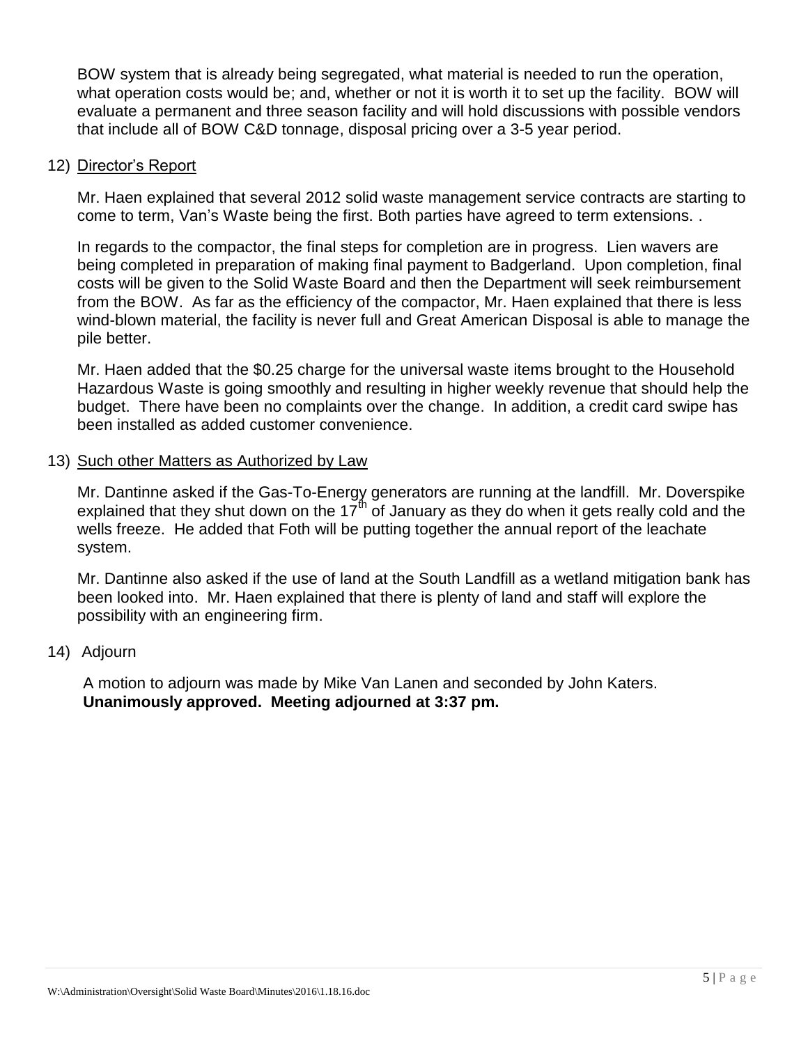BOW system that is already being segregated, what material is needed to run the operation, what operation costs would be; and, whether or not it is worth it to set up the facility. BOW will evaluate a permanent and three season facility and will hold discussions with possible vendors that include all of BOW C&D tonnage, disposal pricing over a 3-5 year period.

12) Director's Report

Mr. Haen explained that several 2012 solid waste management service contracts are starting to come to term, Van's Waste being the first. Both parties have agreed to term extensions. .

In regards to the compactor, the final steps for completion are in progress. Lien wavers are being completed in preparation of making final payment to Badgerland. Upon completion, final costs will be given to the Solid Waste Board and then the Department will seek reimbursement from the BOW. As far as the efficiency of the compactor, Mr. Haen explained that there is less wind-blown material, the facility is never full and Great American Disposal is able to manage the pile better.

Mr. Haen added that the $0.25 charge for the universal waste items brought to the Household Hazardous Waste is going smoothly and resulting in higher weekly revenue that should help the budget. There have been no complaints over the change. In addition, a credit card swipe has been installed as added customer convenience.

13) Such other Matters as Authorized by Law

Mr. Dantinne asked if the Gas-To-Energy generators are running at the landfill. Mr. Doverspike explained that they shut down on the 17th of January as they do when it gets really cold and the wells freeze. He added that Foth will be putting together the annual report of the leachate system.

Mr. Dantinne also asked if the use of land at the South Landfill as a wetland mitigation bank has been looked into. Mr. Haen explained that there is plenty of land and staff will explore the possibility with an engineering firm.

14) Adjourn

A motion to adjourn was made by Mike Van Lanen and seconded by John Katers. **Unanimously approved. Meeting adjourned at 3:37 pm.**

W:\Administration\Oversight\Solid Waste Board\Minutes\2016\1.18.16.doc